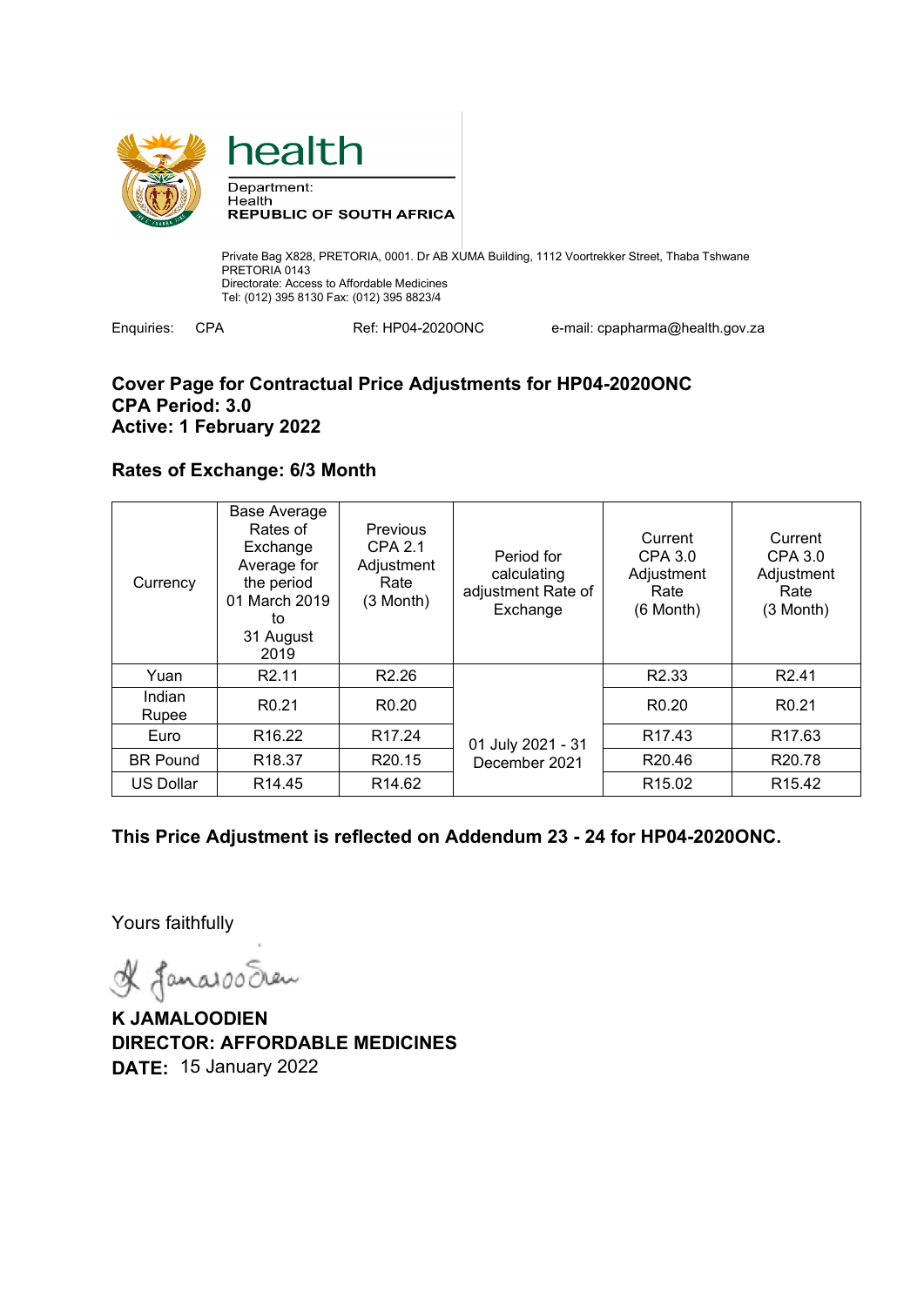health

Department:
Health
REPUBLIC OF SOUTH AFRICA

Private Bag X828, PRETORIA, 0001. Dr AB XUMA Building, 1112 Voortrekker Street, Thaba Tshwane
PRETORIA 0143
Directorate: Access to Affordable Medicines
Tel: (012) 395 8130 Fax: (012) 395 8823/4

Enquiries: CPA     Ref: HP04-2020ONC     e-mail: cpapharma@health.gov.za

**Cover Page for Contractual Price Adjustments for HP04-2020ONC**
**CPA Period: 3.0**
**Active: 1 February 2022**

**Rates of Exchange: 6/3 Month**

| Currency | Base Average Rates of Exchange Average for the period 01 March 2019 to 31 August 2019 | Previous CPA 2.1 Adjustment Rate (3 Month) | Period for calculating adjustment Rate of Exchange | Current CPA 3.0 Adjustment Rate (6 Month) | Current CPA 3.0 Adjustment Rate (3 Month) |
|---|---|---|---|---|---|
| Yuan | R2.11 | R2.26 | 01 July 2021 - 31 December 2021 | R2.33 | R2.41 |
| Indian Rupee | R0.21 | R0.20 | | R0.20 | R0.21 |
| Euro | R16.22 | R17.24 | | R17.43 | R17.63 |
| BR Pound | R18.37 | R20.15 | | R20.46 | R20.78 |
| US Dollar | R14.45 | R14.62 | | R15.02 | R15.42 |

**This Price Adjustment is reflected on Addendum 23 - 24 for HP04-2020ONC.**

Yours faithfully

**K JAMALOODIEN**
**DIRECTOR: AFFORDABLE MEDICINES**
**DATE:** 15 January 2022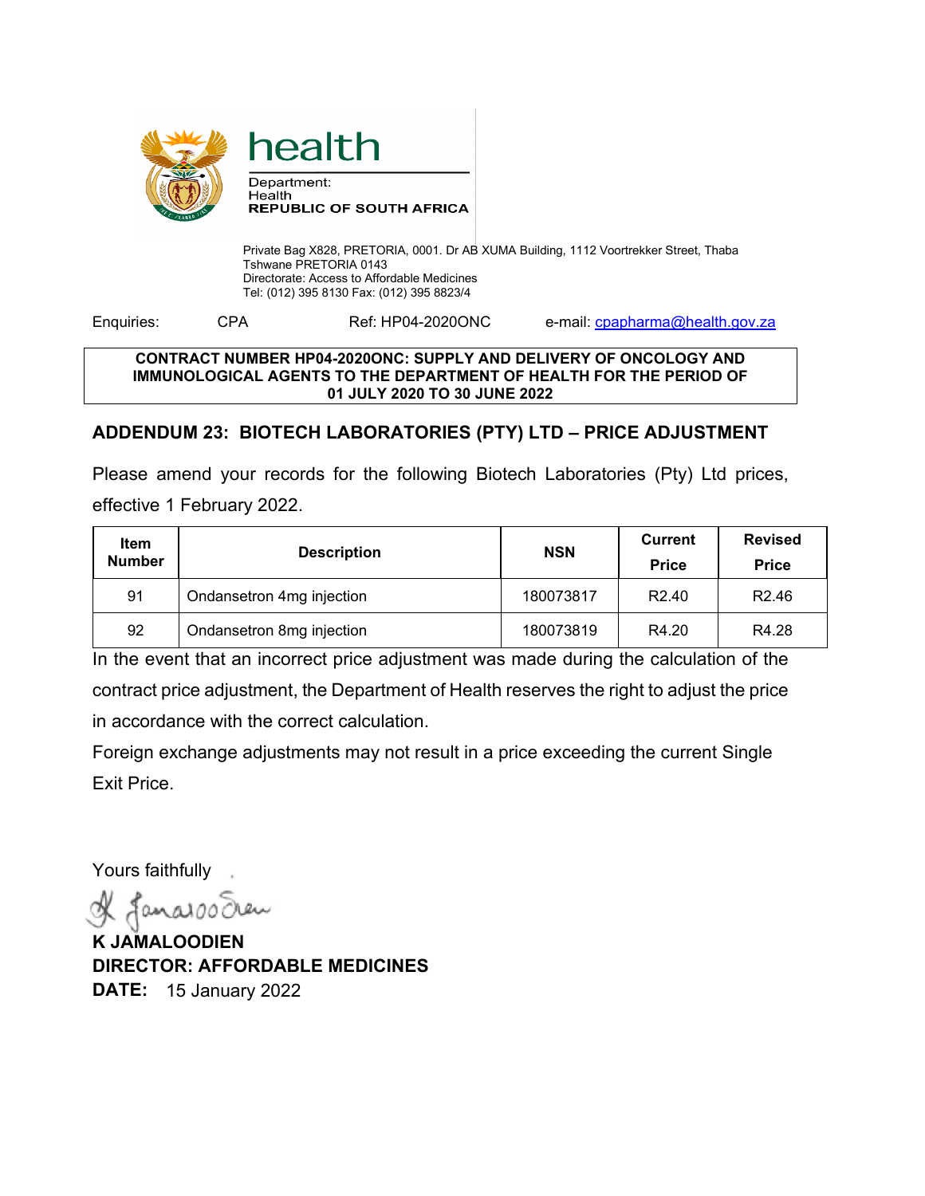health

Department:
Health
**REPUBLIC OF SOUTH AFRICA**

Private Bag X828, PRETORIA, 0001. Dr AB XUMA Building, 1112 Voortrekker Street, Thaba Tshwane PRETORIA 0143
Directorate: Access to Affordable Medicines
Tel: (012) 395 8130 Fax: (012) 395 8823/4

Enquiries: CPA Ref: HP04-2020ONC e-mail: cpapharma@health.gov.za

**CONTRACT NUMBER HP04-2020ONC: SUPPLY AND DELIVERY OF ONCOLOGY AND IMMUNOLOGICAL AGENTS TO THE DEPARTMENT OF HEALTH FOR THE PERIOD OF 01 JULY 2020 TO 30 JUNE 2022**

## ADDENDUM 23: BIOTECH LABORATORIES (PTY) LTD – PRICE ADJUSTMENT

Please amend your records for the following Biotech Laboratories (Pty) Ltd prices, effective 1 February 2022.

| Item Number | Description | NSN | Current Price | Revised Price |
|---|---|---|---|---|
| 91 | Ondansetron 4mg injection | 180073817 | R2.40 | R2.46 |
| 92 | Ondansetron 8mg injection | 180073819 | R4.20 | R4.28 |

In the event that an incorrect price adjustment was made during the calculation of the contract price adjustment, the Department of Health reserves the right to adjust the price in accordance with the correct calculation.

Foreign exchange adjustments may not result in a price exceeding the current Single Exit Price.

Yours faithfully

**K JAMALOODIEN**
**DIRECTOR: AFFORDABLE MEDICINES**
**DATE:** 15 January 2022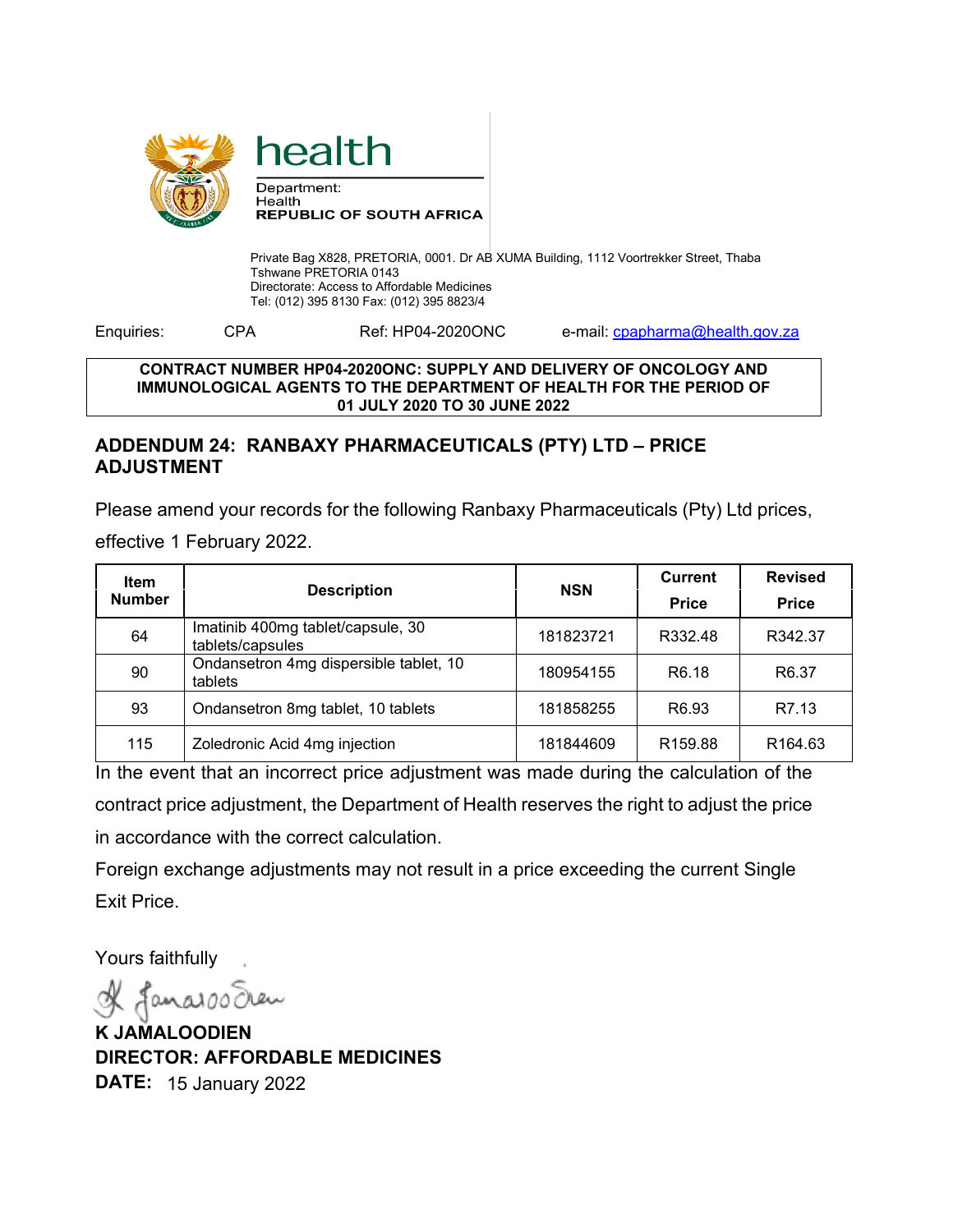health

Department:
Health
**REPUBLIC OF SOUTH AFRICA**

Private Bag X828, PRETORIA, 0001. Dr AB XUMA Building, 1112 Voortrekker Street, Thaba Tshwane PRETORIA 0143
Directorate: Access to Affordable Medicines
Tel: (012) 395 8130 Fax: (012) 395 8823/4

Enquiries: CPA Ref: HP04-2020ONC e-mail: cpapharma@health.gov.za

**CONTRACT NUMBER HP04-2020ONC: SUPPLY AND DELIVERY OF ONCOLOGY AND IMMUNOLOGICAL AGENTS TO THE DEPARTMENT OF HEALTH FOR THE PERIOD OF 01 JULY 2020 TO 30 JUNE 2022**

## ADDENDUM 24: RANBAXY PHARMACEUTICALS (PTY) LTD – PRICE ADJUSTMENT

Please amend your records for the following Ranbaxy Pharmaceuticals (Pty) Ltd prices, effective 1 February 2022.

| Item Number | Description | NSN | Current Price | Revised Price |
|---|---|---|---|---|
| 64 | Imatinib 400mg tablet/capsule, 30 tablets/capsules | 181823721 | R332.48 | R342.37 |
| 90 | Ondansetron 4mg dispersible tablet, 10 tablets | 180954155 | R6.18 | R6.37 |
| 93 | Ondansetron 8mg tablet, 10 tablets | 181858255 | R6.93 | R7.13 |
| 115 | Zoledronic Acid 4mg injection | 181844609 | R159.88 | R164.63 |

In the event that an incorrect price adjustment was made during the calculation of the contract price adjustment, the Department of Health reserves the right to adjust the price in accordance with the correct calculation.

Foreign exchange adjustments may not result in a price exceeding the current Single Exit Price.

Yours faithfully

**K JAMALOODIEN**
**DIRECTOR: AFFORDABLE MEDICINES**
**DATE:** 15 January 2022